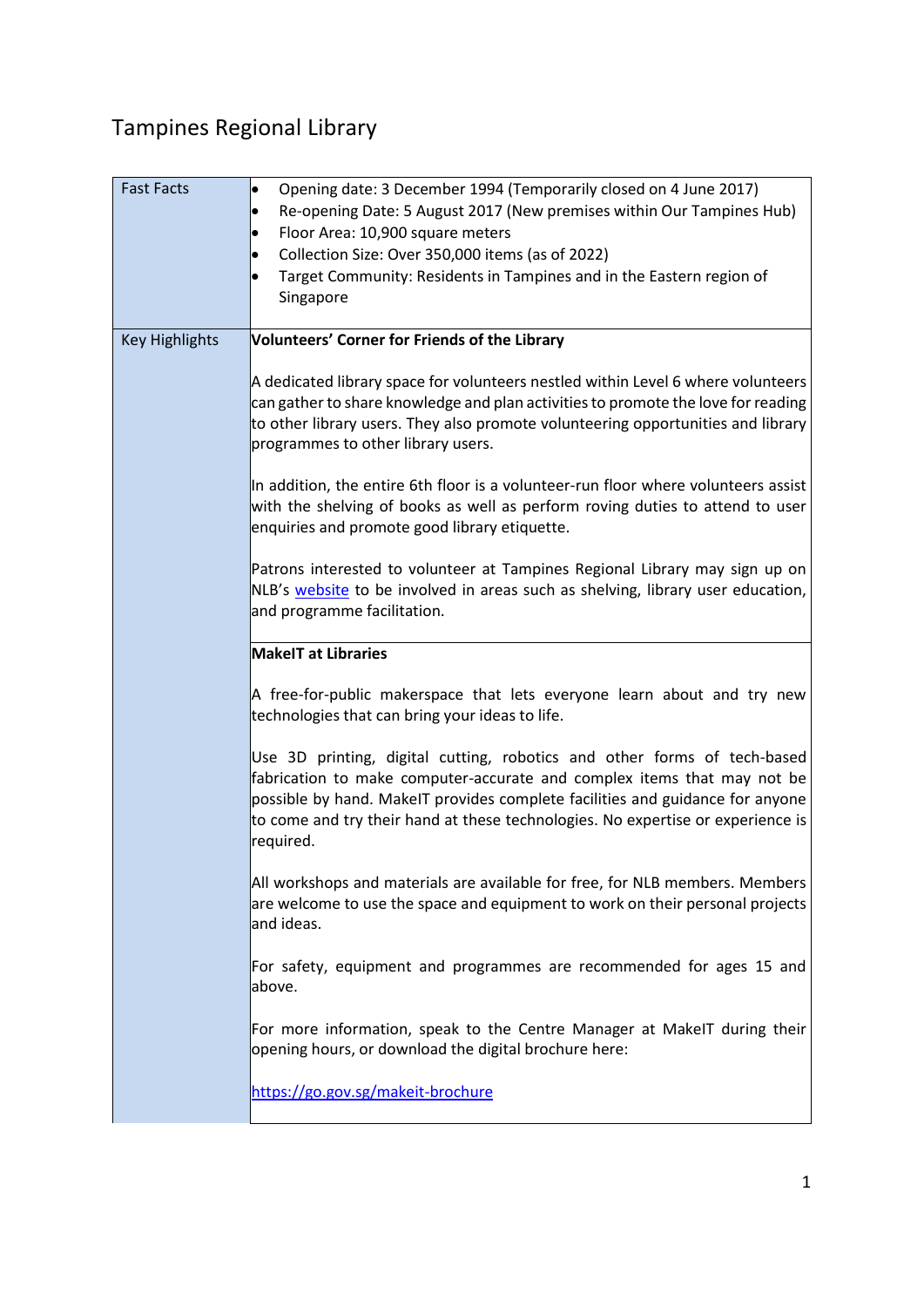# Tampines Regional Library

| | |
|---|---|
| Fast Facts | • Opening date: 3 December 1994 (Temporarily closed on 4 June 2017)<br>• Re-opening Date: 5 August 2017 (New premises within Our Tampines Hub)<br>• Floor Area: 10,900 square meters<br>• Collection Size: Over 350,000 items (as of 2022)<br>• Target Community: Residents in Tampines and in the Eastern region of Singapore |
| Key Highlights | **Volunteers' Corner for Friends of the Library**<br><br>A dedicated library space for volunteers nestled within Level 6 where volunteers can gather to share knowledge and plan activities to promote the love for reading to other library users. They also promote volunteering opportunities and library programmes to other library users.<br><br>In addition, the entire 6th floor is a volunteer-run floor where volunteers assist with the shelving of books as well as perform roving duties to attend to user enquiries and promote good library etiquette.<br><br>Patrons interested to volunteer at Tampines Regional Library may sign up on NLB's website to be involved in areas such as shelving, library user education, and programme facilitation. |
| | **MakeIT at Libraries**<br><br>A free-for-public makerspace that lets everyone learn about and try new technologies that can bring your ideas to life.<br><br>Use 3D printing, digital cutting, robotics and other forms of tech-based fabrication to make computer-accurate and complex items that may not be possible by hand. MakeIT provides complete facilities and guidance for anyone to come and try their hand at these technologies. No expertise or experience is required.<br><br>All workshops and materials are available for free, for NLB members. Members are welcome to use the space and equipment to work on their personal projects and ideas.<br><br>For safety, equipment and programmes are recommended for ages 15 and above.<br><br>For more information, speak to the Centre Manager at MakeIT during their opening hours, or download the digital brochure here:<br><br>https://go.gov.sg/makeit-brochure |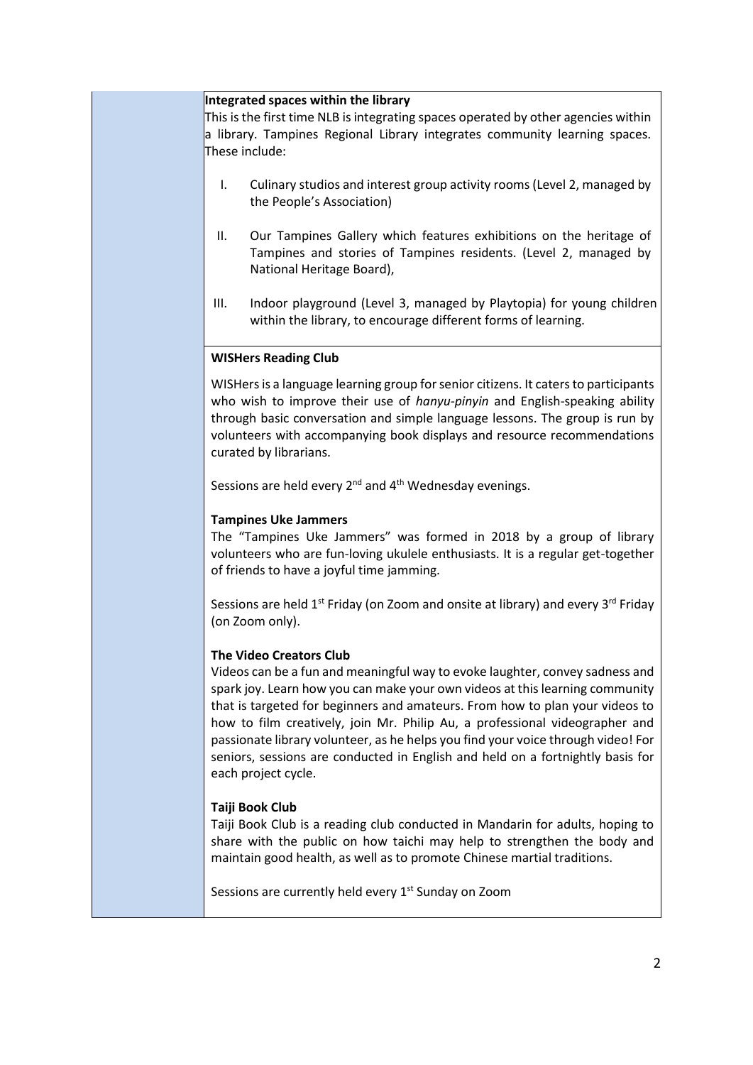**Integrated spaces within the library**

This is the first time NLB is integrating spaces operated by other agencies within a library. Tampines Regional Library integrates community learning spaces. These include:

I. Culinary studios and interest group activity rooms (Level 2, managed by the People's Association)

II. Our Tampines Gallery which features exhibitions on the heritage of Tampines and stories of Tampines residents. (Level 2, managed by National Heritage Board),

III. Indoor playground (Level 3, managed by Playtopia) for young children within the library, to encourage different forms of learning.

**WISHers Reading Club**

WISHers is a language learning group for senior citizens. It caters to participants who wish to improve their use of *hanyu-pinyin* and English-speaking ability through basic conversation and simple language lessons. The group is run by volunteers with accompanying book displays and resource recommendations curated by librarians.

Sessions are held every 2nd and 4th Wednesday evenings.

**Tampines Uke Jammers**

The "Tampines Uke Jammers" was formed in 2018 by a group of library volunteers who are fun-loving ukulele enthusiasts. It is a regular get-together of friends to have a joyful time jamming.

Sessions are held 1st Friday (on Zoom and onsite at library) and every 3rd Friday (on Zoom only).

**The Video Creators Club**

Videos can be a fun and meaningful way to evoke laughter, convey sadness and spark joy. Learn how you can make your own videos at this learning community that is targeted for beginners and amateurs. From how to plan your videos to how to film creatively, join Mr. Philip Au, a professional videographer and passionate library volunteer, as he helps you find your voice through video! For seniors, sessions are conducted in English and held on a fortnightly basis for each project cycle.

**Taiji Book Club**

Taiji Book Club is a reading club conducted in Mandarin for adults, hoping to share with the public on how taichi may help to strengthen the body and maintain good health, as well as to promote Chinese martial traditions.

Sessions are currently held every 1st Sunday on Zoom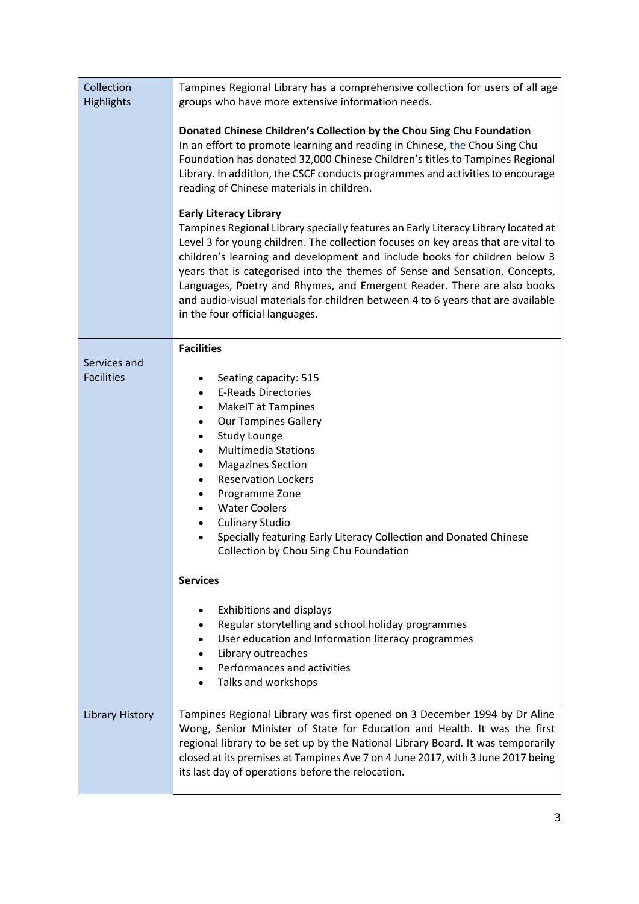| | |
|---|---|
| Collection Highlights | Tampines Regional Library has a comprehensive collection for users of all age groups who have more extensive information needs.<br><br>**Donated Chinese Children's Collection by the Chou Sing Chu Foundation**<br>In an effort to promote learning and reading in Chinese, the Chou Sing Chu Foundation has donated 32,000 Chinese Children's titles to Tampines Regional Library. In addition, the CSCF conducts programmes and activities to encourage reading of Chinese materials in children.<br><br>**Early Literacy Library**<br>Tampines Regional Library specially features an Early Literacy Library located at Level 3 for young children. The collection focuses on key areas that are vital to children's learning and development and include books for children below 3 years that is categorised into the themes of Sense and Sensation, Concepts, Languages, Poetry and Rhymes, and Emergent Reader. There are also books and audio-visual materials for children between 4 to 6 years that are available in the four official languages. |
| Services and Facilities | **Facilities**<br><br>• Seating capacity: 515<br>• E-Reads Directories<br>• MakeIT at Tampines<br>• Our Tampines Gallery<br>• Study Lounge<br>• Multimedia Stations<br>• Magazines Section<br>• Reservation Lockers<br>• Programme Zone<br>• Water Coolers<br>• Culinary Studio<br>• Specially featuring Early Literacy Collection and Donated Chinese Collection by Chou Sing Chu Foundation<br><br>**Services**<br><br>• Exhibitions and displays<br>• Regular storytelling and school holiday programmes<br>• User education and Information literacy programmes<br>• Library outreaches<br>• Performances and activities<br>• Talks and workshops |
| Library History | Tampines Regional Library was first opened on 3 December 1994 by Dr Aline Wong, Senior Minister of State for Education and Health. It was the first regional library to be set up by the National Library Board. It was temporarily closed at its premises at Tampines Ave 7 on 4 June 2017, with 3 June 2017 being its last day of operations before the relocation. |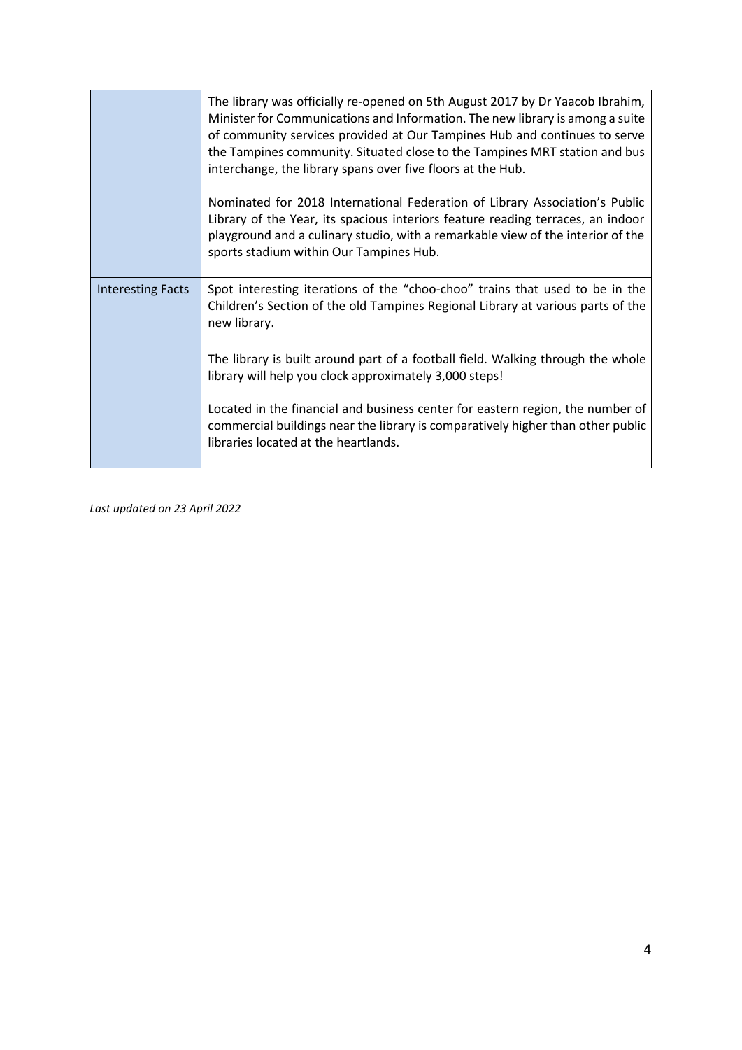| | |
|---|---|
| | The library was officially re-opened on 5th August 2017 by Dr Yaacob Ibrahim, Minister for Communications and Information. The new library is among a suite of community services provided at Our Tampines Hub and continues to serve the Tampines community. Situated close to the Tampines MRT station and bus interchange, the library spans over five floors at the Hub.<br><br>Nominated for 2018 International Federation of Library Association's Public Library of the Year, its spacious interiors feature reading terraces, an indoor playground and a culinary studio, with a remarkable view of the interior of the sports stadium within Our Tampines Hub. |
| Interesting Facts | Spot interesting iterations of the "choo-choo" trains that used to be in the Children's Section of the old Tampines Regional Library at various parts of the new library.<br><br>The library is built around part of a football field. Walking through the whole library will help you clock approximately 3,000 steps!<br><br>Located in the financial and business center for eastern region, the number of commercial buildings near the library is comparatively higher than other public libraries located at the heartlands. |

*Last updated on 23 April 2022*